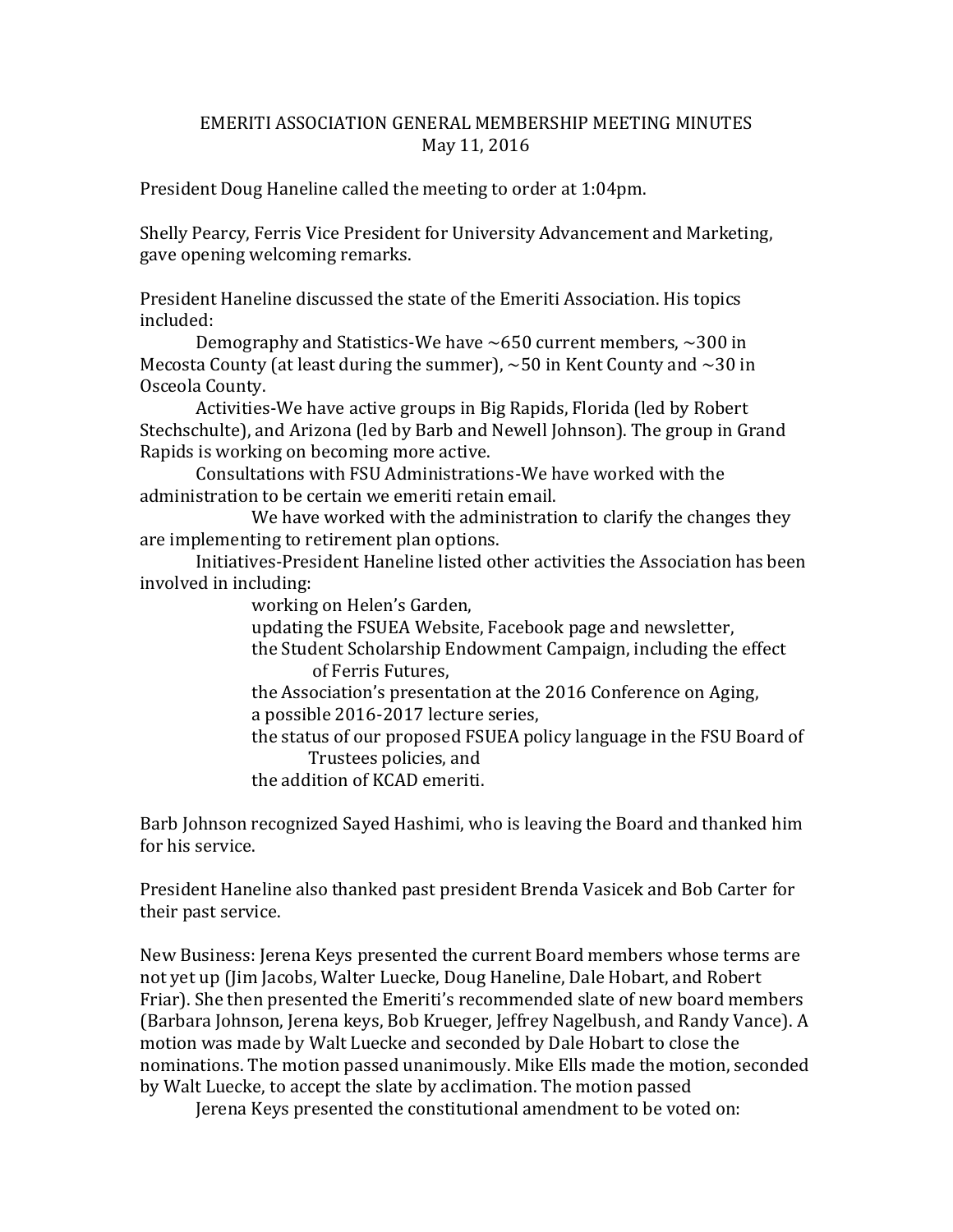EMERITI ASSOCIATION GENERAL MEMBERSHIP MEETING MINUTES
May 11, 2016

President Doug Haneline called the meeting to order at 1:04pm.

Shelly Pearcy, Ferris Vice President for University Advancement and Marketing, gave opening welcoming remarks.

President Haneline discussed the state of the Emeriti Association. His topics included:

Demography and Statistics-We have ~650 current members, ~300 in Mecosta County (at least during the summer), ~50 in Kent County and ~30 in Osceola County.

Activities-We have active groups in Big Rapids, Florida (led by Robert Stechschulte), and Arizona (led by Barb and Newell Johnson). The group in Grand Rapids is working on becoming more active.

Consultations with FSU Administrations-We have worked with the administration to be certain we emeriti retain email.

We have worked with the administration to clarify the changes they are implementing to retirement plan options.

Initiatives-President Haneline listed other activities the Association has been involved in including:

- working on Helen's Garden,
- updating the FSUEA Website, Facebook page and newsletter,
- the Student Scholarship Endowment Campaign, including the effect of Ferris Futures,
- the Association's presentation at the 2016 Conference on Aging,
- a possible 2016-2017 lecture series,
- the status of our proposed FSUEA policy language in the FSU Board of Trustees policies, and
- the addition of KCAD emeriti.

Barb Johnson recognized Sayed Hashimi, who is leaving the Board and thanked him for his service.

President Haneline also thanked past president Brenda Vasicek and Bob Carter for their past service.

New Business: Jerena Keys presented the current Board members whose terms are not yet up (Jim Jacobs, Walter Luecke, Doug Haneline, Dale Hobart, and Robert Friar). She then presented the Emeriti's recommended slate of new board members (Barbara Johnson, Jerena keys, Bob Krueger, Jeffrey Nagelbush, and Randy Vance). A motion was made by Walt Luecke and seconded by Dale Hobart to close the nominations. The motion passed unanimously. Mike Ells made the motion, seconded by Walt Luecke, to accept the slate by acclimation. The motion passed

Jerena Keys presented the constitutional amendment to be voted on: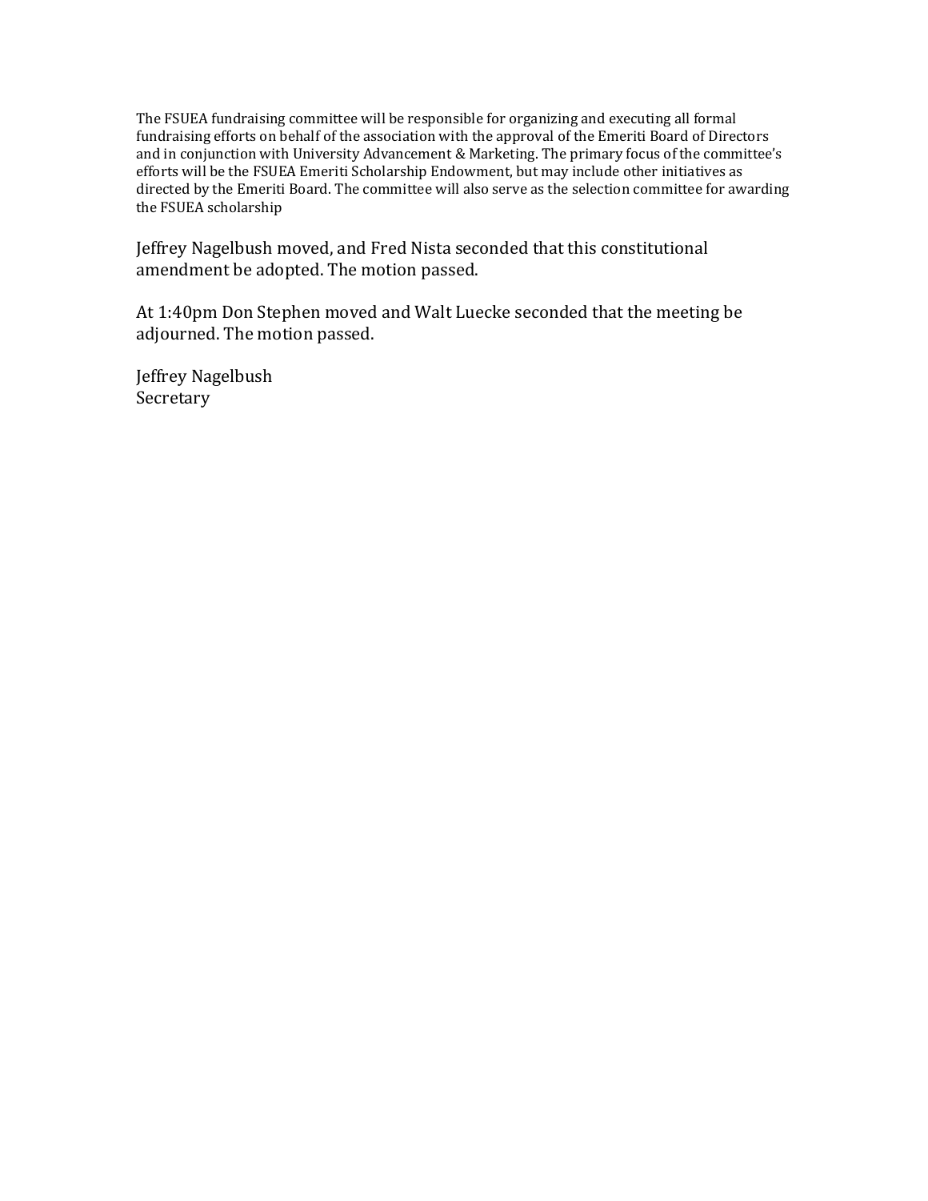The FSUEA fundraising committee will be responsible for organizing and executing all formal fundraising efforts on behalf of the association with the approval of the Emeriti Board of Directors and in conjunction with University Advancement & Marketing. The primary focus of the committee's efforts will be the FSUEA Emeriti Scholarship Endowment, but may include other initiatives as directed by the Emeriti Board. The committee will also serve as the selection committee for awarding the FSUEA scholarship

Jeffrey Nagelbush moved, and Fred Nista seconded that this constitutional amendment be adopted. The motion passed.

At 1:40pm Don Stephen moved and Walt Luecke seconded that the meeting be adjourned. The motion passed.

Jeffrey Nagelbush
Secretary